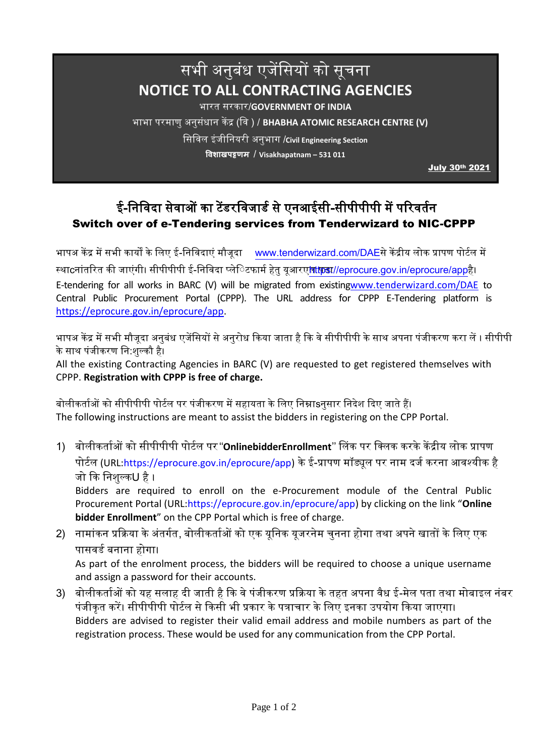# सभी अनुबंध एजेंसियों को सूचना
# NOTICE TO ALL CONTRACTING AGENCIES

भारत सरकार/**GOVERNMENT OF INDIA**

भाभा परमाणु अनुसंधान केंद्र (वि ) / **BHABHA ATOMIC RESEARCH CENTRE (V)**

सिविल इंजीनियरी अनुभाग /**Civil Engineering Section**

**विशाखपट्टणम** / **Visakhapatnam – 531 011**

**July 30th 2021**

## ई-निविदा सेवाओं का टेंडरविजार्ड से एनआईसी-सीपीपीपी में परिवर्तन
## Switch over of e-Tendering services from Tenderwizard to NIC-CPPP

भापअ केंद्र में सभी कार्यों के लिए ई-निविदाएं मौजूदा www.tenderwizard.com/DAEसे केंद्रीय लोक प्रापण पोर्टल में स्थाcनांतरित की जाएंगी। सीपीपीपी ई-निविदा प्लेिटफार्म हेतु यूआरएल https://eprocure.gov.in/eprocure/appहै।

E-tendering for all works in BARC (V) will be migrated from existingwww.tenderwizard.com/DAE to Central Public Procurement Portal (CPPP). The URL address for CPPP E-Tendering platform is https://eprocure.gov.in/eprocure/app.

भापअ केंद्र में सभी मौजूदा अनुबंध एजेंसियों से अनुरोध किया जाता है कि वे सीपीपीपी के साथ अपना पंजीकरण करा लें । सीपीपी के साथ पंजीकरण नि:शुल्कौ है।

All the existing Contracting Agencies in BARC (V) are requested to get registered themselves with CPPP. **Registration with CPPP is free of charge.**

बोलीकर्ताओं को सीपीपीपी पोर्टल पर पंजीकरण में सहायता के लिए निम्नाsनुसार निदेश दिए जाते हैं।

The following instructions are meant to assist the bidders in registering on the CPP Portal.

1) बोलीकर्ताओं को सीपीपीपी पोर्टल पर "**OnlinebidderEnrollment**" लिंक पर क्लिक करके केंद्रीय लोक प्रापण पोर्टल (URL:https://eprocure.gov.in/eprocure/app) के ई-प्रापण मॉड्यूल पर नाम दर्ज करना आवश्यीक है जो कि निशुल्कU है ।
   Bidders are required to enroll on the e-Procurement module of the Central Public Procurement Portal (URL:https://eprocure.gov.in/eprocure/app) by clicking on the link "**Online bidder Enrollment**" on the CPP Portal which is free of charge.
2) नामांकन प्रक्रिया के अंतर्गत, बोलीकर्ताओं को एक यूनिक यूजरनेम चुनना होगा तथा अपने खातों के लिए एक पासवर्ड बनाना होगा।
   As part of the enrolment process, the bidders will be required to choose a unique username and assign a password for their accounts.
3) बोलीकर्ताओं को यह सलाह दी जाती है कि वे पंजीकरण प्रक्रिया के तहत अपना वैध ई-मेल पता तथा मोबाइल नंबर पंजीकृत करें। सीपीपीपी पोर्टल से किसी भी प्रकार के पत्राचार के लिए इनका उपयोग किया जाएगा।
   Bidders are advised to register their valid email address and mobile numbers as part of the registration process. These would be used for any communication from the CPP Portal.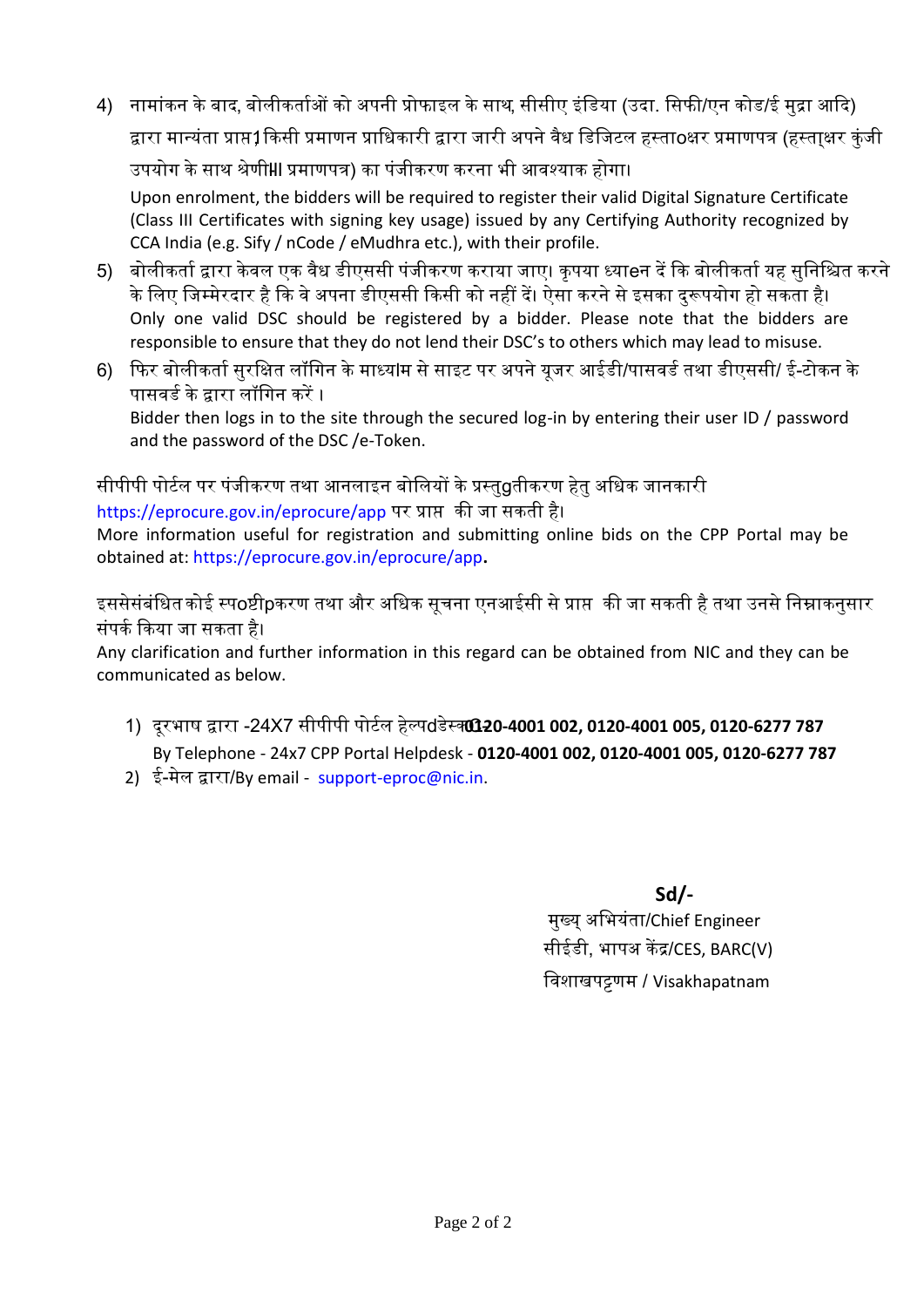4) नामांकन के बाद, बोलीकर्ताओं को अपनी प्रोफाइल के साथ, सीसीए इंडिया (उदा. सिफी/एन कोड/ई मुद्रा आदि) द्वारा मान्यंता प्राप्‍त किसी प्रमाणन प्राधिकारी द्वारा जारी अपने वैध डिजिटल हस्ताoक्षर प्रमाणपत्र (हस्ता्क्षर कुंजी उपयोग के साथ श्रेणीIII प्रमाणपत्र) का पंजीकरण करना भी आवश्याक होगा।

   Upon enrolment, the bidders will be required to register their valid Digital Signature Certificate (Class III Certificates with signing key usage) issued by any Certifying Authority recognized by CCA India (e.g. Sify / nCode / eMudhra etc.), with their profile.

5) बोलीकर्ता द्वारा केवल एक वैध डीएससी पंजीकरण कराया जाए। कृपया ध्याen दें कि बोलीकर्ता यह सुनिश्चित करने के लिए जिम्मेरदार है कि वे अपना डीएससी किसी को नहीं दें। ऐसा करने से इसका दुरूपयोग हो सकता है।

   Only one valid DSC should be registered by a bidder. Please note that the bidders are responsible to ensure that they do not lend their DSC's to others which may lead to misuse.

6) फिर बोलीकर्ता सुरक्षित लॉगिन के माध्या‍म से साइट पर अपने यूजर आईडी/पासवर्ड तथा डीएससी/ ई-टोकन के पासवर्ड के द्वारा लॉगिन करें।

   Bidder then logs in to the site through the secured log-in by entering their user ID / password and the password of the DSC /e-Token.

सीपीपी पोर्टल पर पंजीकरण तथा आनलाइन बोलियों के प्रस्तुgतीकरण हेतु अधिक जानकारी https://eprocure.gov.in/eprocure/app पर प्राप्त की जा सकती है।

More information useful for registration and submitting online bids on the CPP Portal may be obtained at: https://eprocure.gov.in/eprocure/app**.**

इससेसंबंधित कोई स्पoष्टीpकरण तथा और अधिक सूचना एनआईसी से प्राप्त की जा सकती है तथा उनसे निम्नाकनुसार संपर्क किया जा सकता है।

Any clarification and further information in this regard can be obtained from NIC and they can be communicated as below.

1) दूरभाष द्वारा -24X7 सीपीपी पोर्टल हेल्पdडेस्क **0120-4001 002, 0120-4001 005, 0120-6277 787**

   By Telephone - 24x7 CPP Portal Helpdesk - **0120-4001 002, 0120-4001 005, 0120-6277 787**

2) ई-मेल द्वारा/By email - support-eproc@nic.in.

**Sd/-**

मुख्य् अभियंता/Chief Engineer

सीईडी, भापअ केंद्र/CES, BARC(V)

विशाखपट्टणम / Visakhapatnam